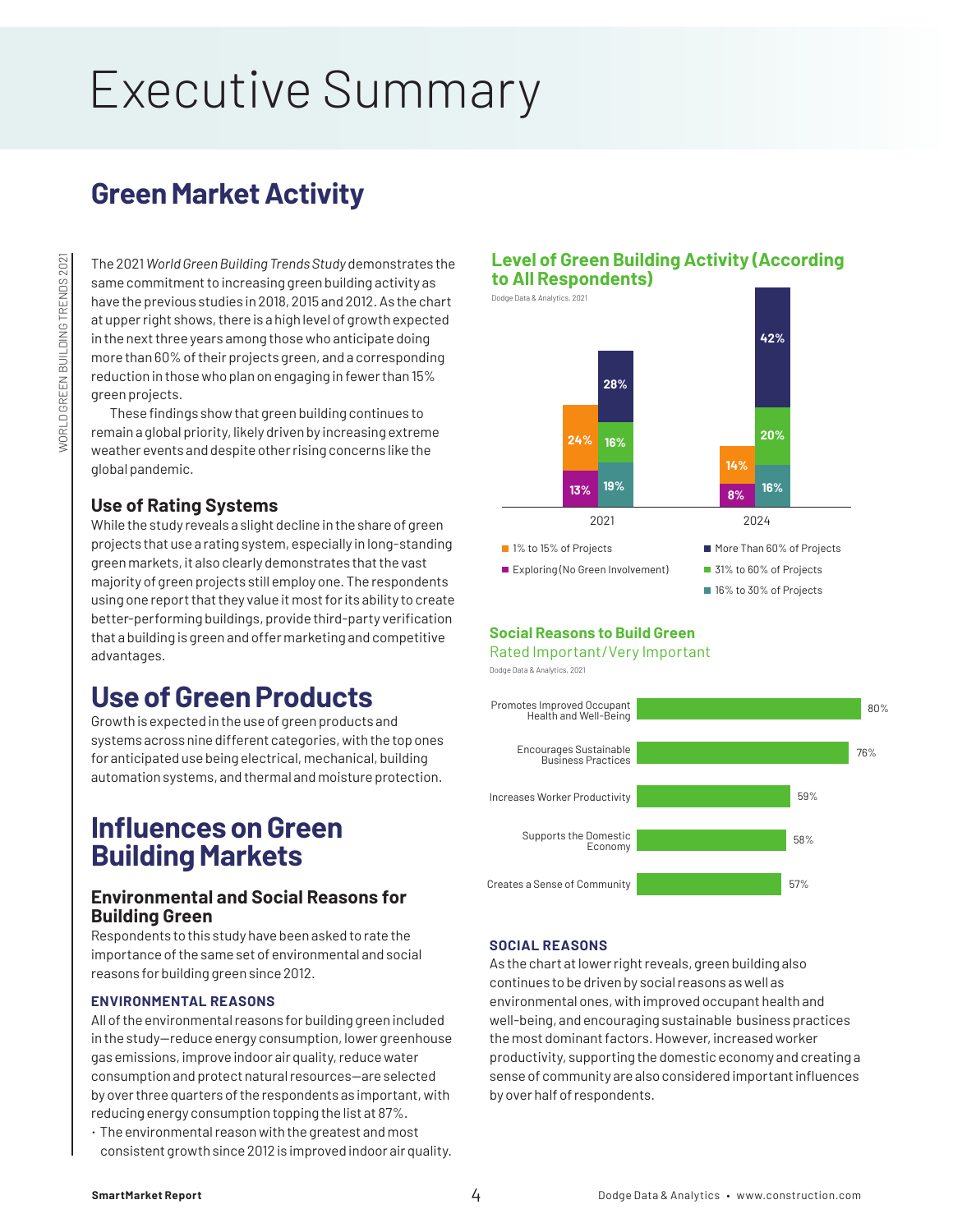# Executive Summary

## Green Market Activity

The 2021 *World Green Building Trends Study* demonstrates the same commitment to increasing green building activity as have the previous studies in 2018, 2015 and 2012. As the chart at upper right shows, there is a high level of growth expected in the next three years among those who anticipate doing more than 60% of their projects green, and a corresponding reduction in those who plan on engaging in fewer than 15% green projects.

These findings show that green building continues to remain a global priority, likely driven by increasing extreme weather events and despite other rising concerns like the global pandemic.

### Use of Rating Systems

While the study reveals a slight decline in the share of green projects that use a rating system, especially in long-standing green markets, it also clearly demonstrates that the vast majority of green projects still employ one. The respondents using one report that they value it most for its ability to create better-performing buildings, provide third-party verification that a building is green and offer marketing and competitive advantages.

**Level of Green Building Activity (According to All Respondents)**

Dodge Data & Analytics, 2021

| | 2021 | 2024 |
|---|---|---|
| Exploring (No Green Involvement) | 13% | 8% |
| 1% to 15% of Projects | 24% | 14% |
| 16% to 30% of Projects | 19% | 16% |
| 31% to 60% of Projects | 16% | 20% |
| More Than 60% of Projects | 28% | 42% |

## Use of Green Products

Growth is expected in the use of green products and systems across nine different categories, with the top ones for anticipated use being electrical, mechanical, building automation systems, and thermal and moisture protection.

## Influences on Green Building Markets

### Environmental and Social Reasons for Building Green

Respondents to this study have been asked to rate the importance of the same set of environmental and social reasons for building green since 2012.

#### ENVIRONMENTAL REASONS

All of the environmental reasons for building green included in the study—reduce energy consumption, lower greenhouse gas emissions, improve indoor air quality, reduce water consumption and protect natural resources—are selected by over three quarters of the respondents as important, with reducing energy consumption topping the list at 87%.

- The environmental reason with the greatest and most consistent growth since 2012 is improved indoor air quality.

**Social Reasons to Build Green**

Rated Important/Very Important

Dodge Data & Analytics, 2021

| Reason | % |
|---|---|
| Promotes Improved Occupant Health and Well-Being | 80% |
| Encourages Sustainable Business Practices | 76% |
| Increases Worker Productivity | 59% |
| Supports the Domestic Economy | 58% |
| Creates a Sense of Community | 57% |

#### SOCIAL REASONS

As the chart at lower right reveals, green building also continues to be driven by social reasons as well as environmental ones, with improved occupant health and well-being, and encouraging sustainable business practices the most dominant factors. However, increased worker productivity, supporting the domestic economy and creating a sense of community are also considered important influences by over half of respondents.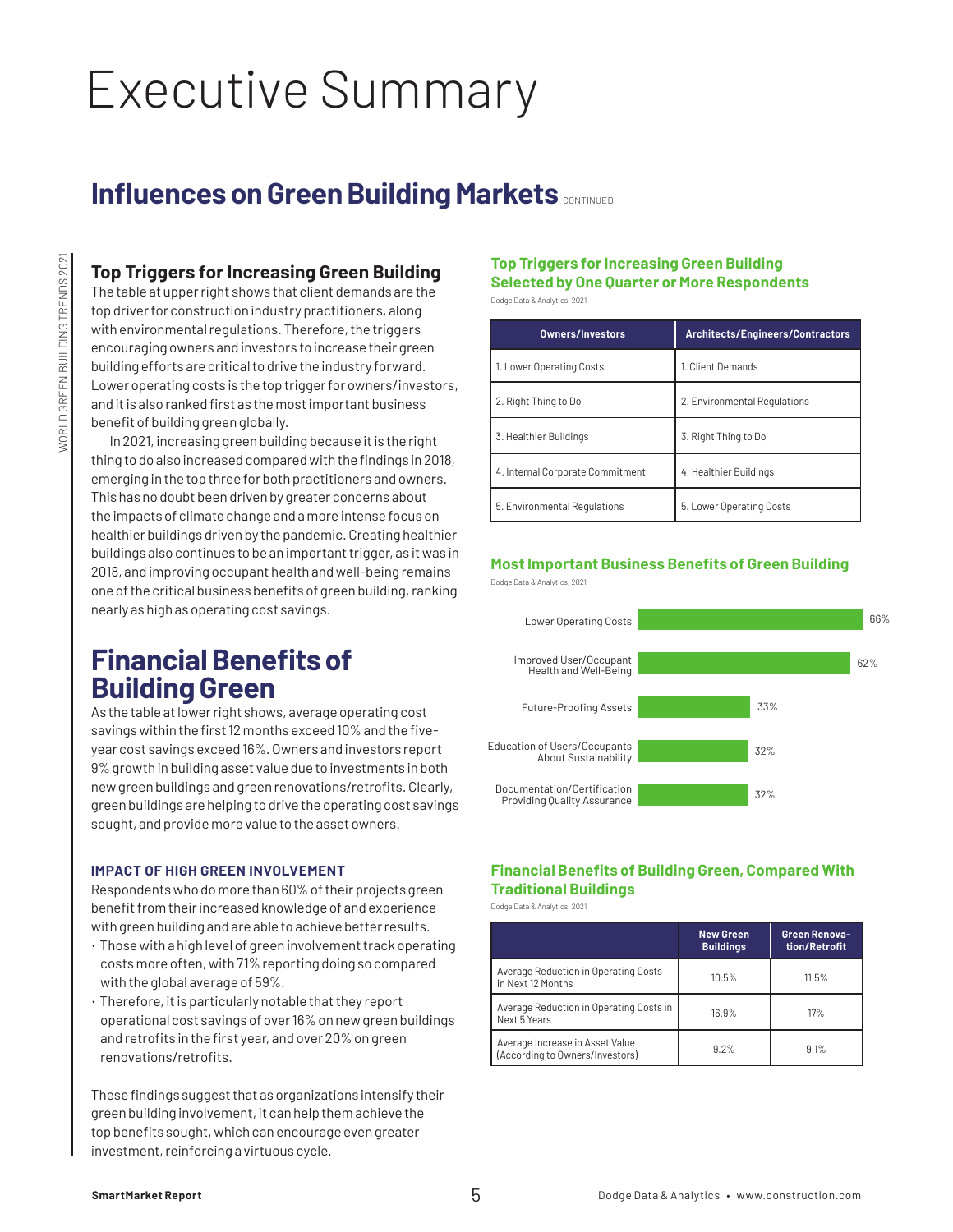# Executive Summary

## Influences on Green Building Markets CONTINUED

### Top Triggers for Increasing Green Building

The table at upper right shows that client demands are the top driver for construction industry practitioners, along with environmental regulations. Therefore, the triggers encouraging owners and investors to increase their green building efforts are critical to drive the industry forward. Lower operating costs is the top trigger for owners/investors, and it is also ranked first as the most important business benefit of building green globally.

In 2021, increasing green building because it is the right thing to do also increased compared with the findings in 2018, emerging in the top three for both practitioners and owners. This has no doubt been driven by greater concerns about the impacts of climate change and a more intense focus on healthier buildings driven by the pandemic. Creating healthier buildings also continues to be an important trigger, as it was in 2018, and improving occupant health and well-being remains one of the critical business benefits of green building, ranking nearly as high as operating cost savings.

## Financial Benefits of Building Green

As the table at lower right shows, average operating cost savings within the first 12 months exceed 10% and the five-year cost savings exceed 16%. Owners and investors report 9% growth in building asset value due to investments in both new green buildings and green renovations/retrofits. Clearly, green buildings are helping to drive the operating cost savings sought, and provide more value to the asset owners.

#### IMPACT OF HIGH GREEN INVOLVEMENT

Respondents who do more than 60% of their projects green benefit from their increased knowledge of and experience with green building and are able to achieve better results.

- Those with a high level of green involvement track operating costs more often, with 71% reporting doing so compared with the global average of 59%.
- Therefore, it is particularly notable that they report operational cost savings of over 16% on new green buildings and retrofits in the first year, and over 20% on green renovations/retrofits.

These findings suggest that as organizations intensify their green building involvement, it can help them achieve the top benefits sought, which can encourage even greater investment, reinforcing a virtuous cycle.

### Top Triggers for Increasing Green Building Selected by One Quarter or More Respondents

Dodge Data & Analytics, 2021

| Owners/Investors | Architects/Engineers/Contractors |
|---|---|
| 1. Lower Operating Costs | 1. Client Demands |
| 2. Right Thing to Do | 2. Environmental Regulations |
| 3. Healthier Buildings | 3. Right Thing to Do |
| 4. Internal Corporate Commitment | 4. Healthier Buildings |
| 5. Environmental Regulations | 5. Lower Operating Costs |

### Most Important Business Benefits of Green Building

Dodge Data & Analytics, 2021

| Benefit | Percentage |
|---|---|
| Lower Operating Costs | 66% |
| Improved User/Occupant Health and Well-Being | 62% |
| Future-Proofing Assets | 33% |
| Education of Users/Occupants About Sustainability | 32% |
| Documentation/Certification Providing Quality Assurance | 32% |

### Financial Benefits of Building Green, Compared With Traditional Buildings

Dodge Data & Analytics, 2021

| | New Green Buildings | Green Renovation/Retrofit |
|---|---|---|
| Average Reduction in Operating Costs in Next 12 Months | 10.5% | 11.5% |
| Average Reduction in Operating Costs in Next 5 Years | 16.9% | 17% |
| Average Increase in Asset Value (According to Owners/Investors) | 9.2% | 9.1% |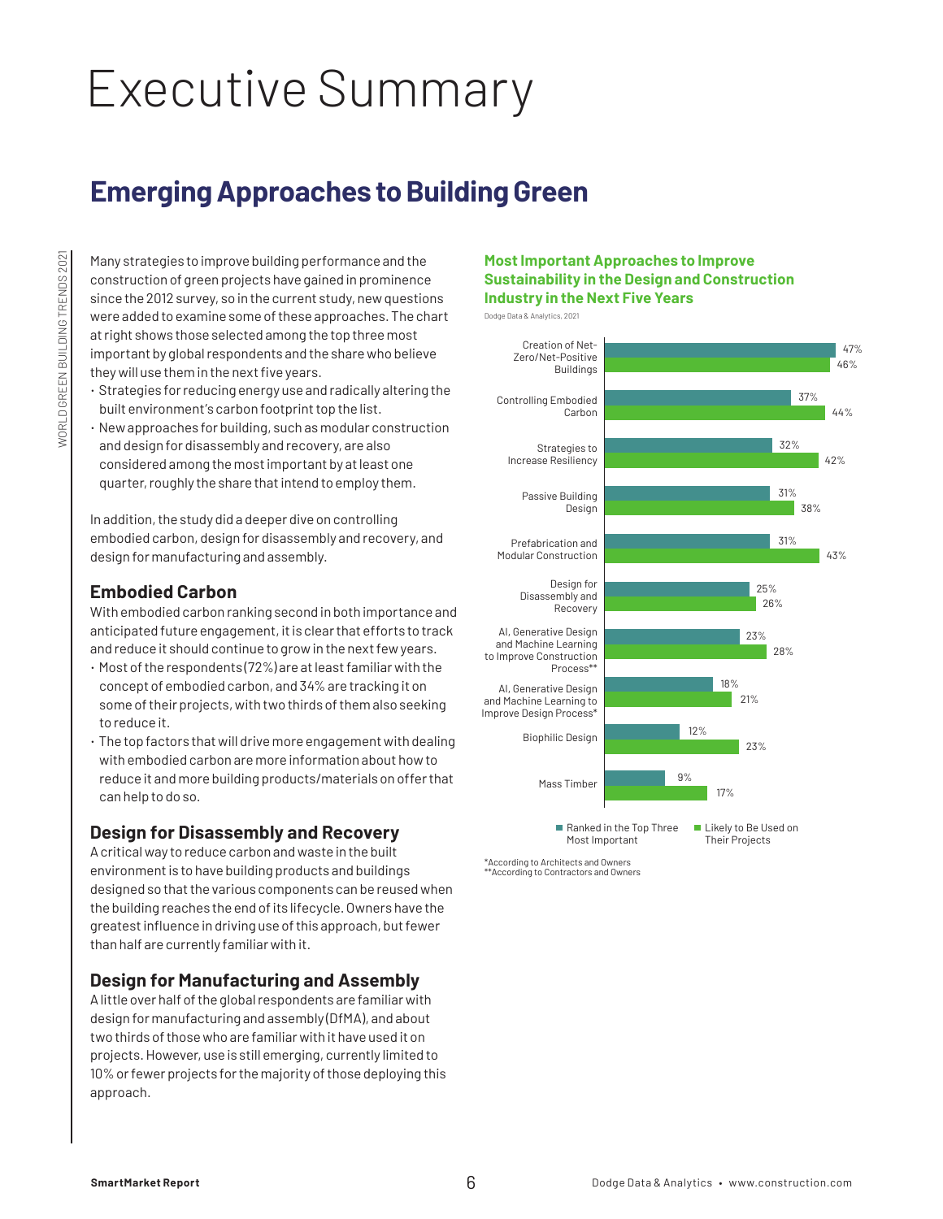# Executive Summary

## Emerging Approaches to Building Green

Many strategies to improve building performance and the construction of green projects have gained in prominence since the 2012 survey, so in the current study, new questions were added to examine some of these approaches. The chart at right shows those selected among the top three most important by global respondents and the share who believe they will use them in the next five years.

- Strategies for reducing energy use and radically altering the built environment's carbon footprint top the list.
- New approaches for building, such as modular construction and design for disassembly and recovery, are also considered among the most important by at least one quarter, roughly the share that intend to employ them.

In addition, the study did a deeper dive on controlling embodied carbon, design for disassembly and recovery, and design for manufacturing and assembly.

### Embodied Carbon

With embodied carbon ranking second in both importance and anticipated future engagement, it is clear that efforts to track and reduce it should continue to grow in the next few years.

- Most of the respondents (72%) are at least familiar with the concept of embodied carbon, and 34% are tracking it on some of their projects, with two thirds of them also seeking to reduce it.
- The top factors that will drive more engagement with dealing with embodied carbon are more information about how to reduce it and more building products/materials on offer that can help to do so.

### Design for Disassembly and Recovery

A critical way to reduce carbon and waste in the built environment is to have building products and buildings designed so that the various components can be reused when the building reaches the end of its lifecycle. Owners have the greatest influence in driving use of this approach, but fewer than half are currently familiar with it.

### Design for Manufacturing and Assembly

A little over half of the global respondents are familiar with design for manufacturing and assembly (DfMA), and about two thirds of those who are familiar with it have used it on projects. However, use is still emerging, currently limited to 10% or fewer projects for the majority of those deploying this approach.

**Most Important Approaches to Improve Sustainability in the Design and Construction Industry in the Next Five Years**

Dodge Data & Analytics, 2021

Creation of Net-Zero/Net-Positive Buildings 47% 46%
Controlling Embodied Carbon 37% 44%
Strategies to Increase Resiliency 32% 42%
Passive Building Design 31% 38%
Prefabrication and Modular Construction 31% 43%
Design for Disassembly and Recovery 25% 26%
AI, Generative Design and Machine Learning to Improve Construction Process** 23% 28%
AI, Generative Design and Machine Learning to Improve Design Process* 18% 21%
Biophilic Design 12% 23%
Mass Timber 9% 17%

Ranked in the Top Three Most Important
Likely to Be Used on Their Projects

*According to Architects and Owners
**According to Contractors and Owners